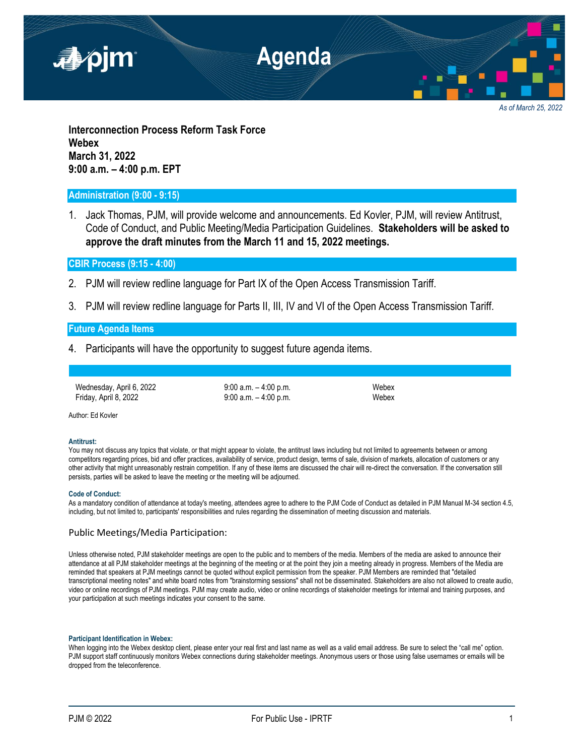# Agenda

*As of March 25, 2022*

**Interconnection Process Reform Task Force**
**Webex**
**March 31, 2022**
**9:00 a.m. – 4:00 p.m. EPT**

## Administration (9:00 - 9:15)

1. Jack Thomas, PJM, will provide welcome and announcements. Ed Kovler, PJM, will review Antitrust, Code of Conduct, and Public Meeting/Media Participation Guidelines. **Stakeholders will be asked to approve the draft minutes from the March 11 and 15, 2022 meetings.**

## CBIR Process (9:15 - 4:00)

2. PJM will review redline language for Part IX of the Open Access Transmission Tariff.

3. PJM will review redline language for Parts II, III, IV and VI of the Open Access Transmission Tariff.

## Future Agenda Items

4. Participants will have the opportunity to suggest future agenda items.

| | | |
|---|---|---|
| Wednesday, April 6, 2022 | 9:00 a.m. – 4:00 p.m. | Webex |
| Friday, April 8, 2022 | 9:00 a.m. – 4:00 p.m. | Webex |

Author: Ed Kovler

**Antitrust:**
You may not discuss any topics that violate, or that might appear to violate, the antitrust laws including but not limited to agreements between or among competitors regarding prices, bid and offer practices, availability of service, product design, terms of sale, division of markets, allocation of customers or any other activity that might unreasonably restrain competition. If any of these items are discussed the chair will re-direct the conversation. If the conversation still persists, parties will be asked to leave the meeting or the meeting will be adjourned.

**Code of Conduct:**
As a mandatory condition of attendance at today's meeting, attendees agree to adhere to the PJM Code of Conduct as detailed in PJM Manual M-34 section 4.5, including, but not limited to, participants' responsibilities and rules regarding the dissemination of meeting discussion and materials.

**Public Meetings/Media Participation:**

Unless otherwise noted, PJM stakeholder meetings are open to the public and to members of the media. Members of the media are asked to announce their attendance at all PJM stakeholder meetings at the beginning of the meeting or at the point they join a meeting already in progress. Members of the Media are reminded that speakers at PJM meetings cannot be quoted without explicit permission from the speaker. PJM Members are reminded that "detailed transcriptional meeting notes" and white board notes from "brainstorming sessions" shall not be disseminated. Stakeholders are also not allowed to create audio, video or online recordings of PJM meetings. PJM may create audio, video or online recordings of stakeholder meetings for internal and training purposes, and your participation at such meetings indicates your consent to the same.

**Participant Identification in Webex:**
When logging into the Webex desktop client, please enter your real first and last name as well as a valid email address. Be sure to select the "call me" option. PJM support staff continuously monitors Webex connections during stakeholder meetings. Anonymous users or those using false usernames or emails will be dropped from the teleconference.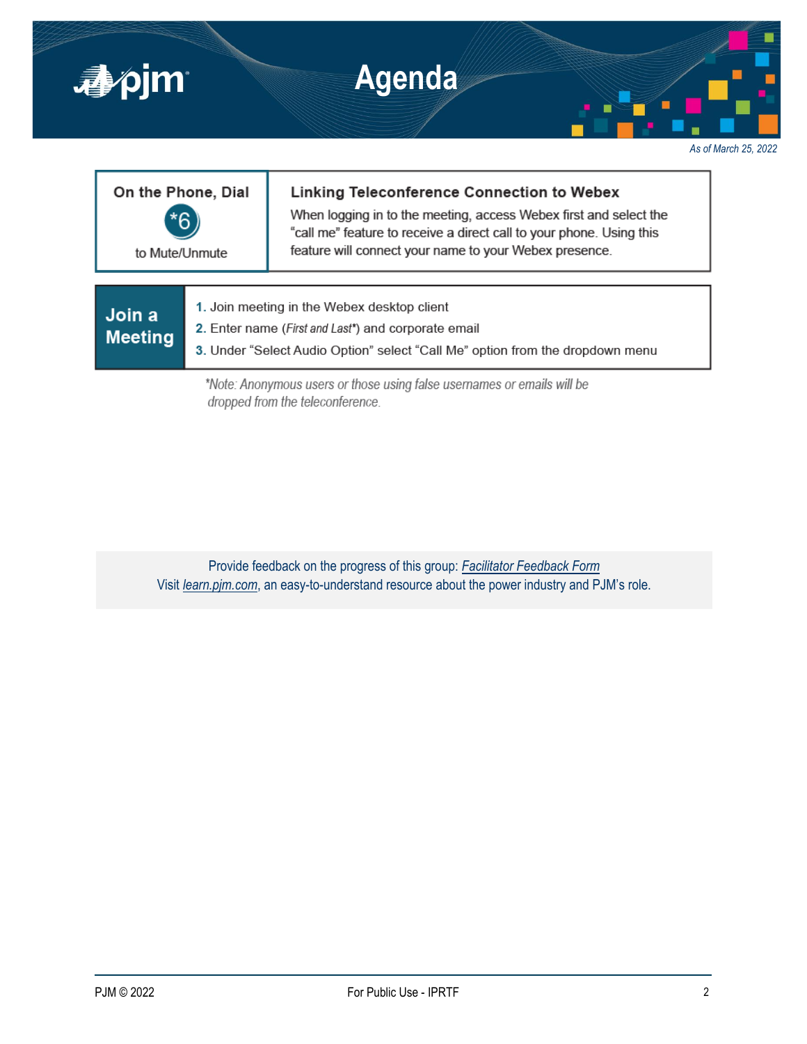# Agenda

*As of March 25, 2022*

| On the Phone, Dial | Linking Teleconference Connection to Webex |
|---|---|
| *6 to Mute/Unmute | When logging in to the meeting, access Webex first and select the "call me" feature to receive a direct call to your phone. Using this feature will connect your name to your Webex presence. |

**Join a Meeting**

1. Join meeting in the Webex desktop client
2. Enter name (*First and Last*\*) and corporate email
3. Under "Select Audio Option" select "Call Me" option from the dropdown menu

*\*Note: Anonymous users or those using false usernames or emails will be dropped from the teleconference.*

Provide feedback on the progress of this group: *Facilitator Feedback Form*
Visit *learn.pjm.com*, an easy-to-understand resource about the power industry and PJM's role.

PJM © 2022 For Public Use - IPRTF